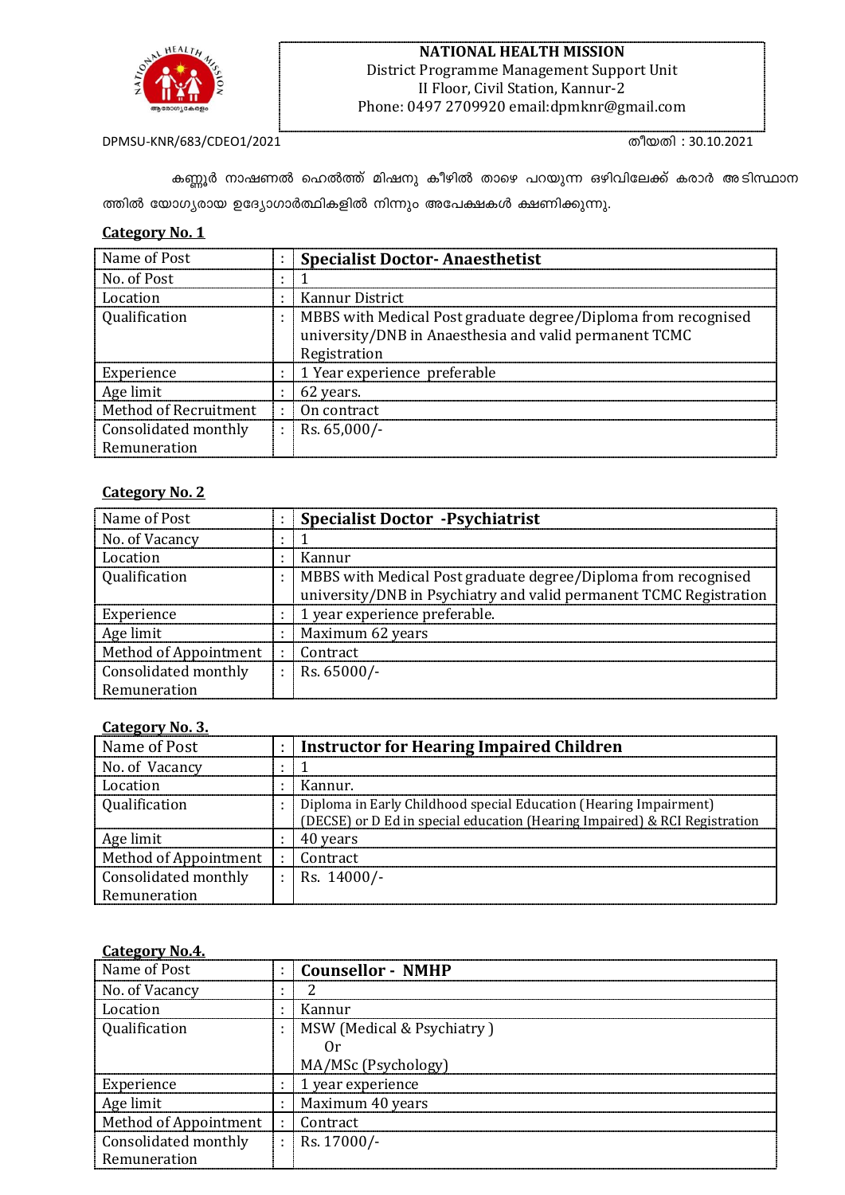**NATIONAL HEALTH MISSION**
District Programme Management Support Unit
II Floor, Civil Station, Kannur-2
Phone: 0497 2709920 email:dpmknr@gmail.com

DPMSU-KNR/683/CDEO1/2021

തീയതി : 30.10.2021

കണ്ണൂർ നാഷണൽ ഹെൽത്ത് മിഷനു കീഴിൽ താഴെ പറയുന്ന ഒഴിവിലേക്ക് കരാർ അടിസ്ഥാനത്തിൽ യോഗ്യരായ ഉദ്യോഗാർത്ഥികളിൽ നിന്നും അപേക്ഷകൾ ക്ഷണിക്കുന്നു.

**Category No. 1**

| Name of Post | : | **Specialist Doctor- Anaesthetist** |
|---|---|---|
| No. of Post | : | 1 |
| Location | : | Kannur District |
| Qualification | : | MBBS with Medical Post graduate degree/Diploma from recognised university/DNB in Anaesthesia and valid permanent TCMC Registration |
| Experience | : | 1 Year experience preferable |
| Age limit | : | 62 years. |
| Method of Recruitment | : | On contract |
| Consolidated monthly Remuneration | : | Rs. 65,000/- |

**Category No. 2**

| Name of Post | : | **Specialist Doctor -Psychiatrist** |
|---|---|---|
| No. of Vacancy | : | 1 |
| Location | : | Kannur |
| Qualification | : | MBBS with Medical Post graduate degree/Diploma from recognised university/DNB in Psychiatry and valid permanent TCMC Registration |
| Experience | : | 1 year experience preferable. |
| Age limit | : | Maximum 62 years |
| Method of Appointment | : | Contract |
| Consolidated monthly Remuneration | : | Rs. 65000/- |

**Category No. 3.**

| Name of Post | : | **Instructor for Hearing Impaired Children** |
|---|---|---|
| No. of Vacancy | : | 1 |
| Location | : | Kannur. |
| Qualification | : | Diploma in Early Childhood special Education (Hearing Impairment) (DECSE) or D Ed in special education (Hearing Impaired) & RCI Registration |
| Age limit | : | 40 years |
| Method of Appointment | : | Contract |
| Consolidated monthly Remuneration | : | Rs. 14000/- |

**Category No.4.**

| Name of Post | : | **Counsellor - NMHP** |
|---|---|---|
| No. of Vacancy | : | 2 |
| Location | : | Kannur |
| Qualification | : | MSW (Medical & Psychiatry ) Or MA/MSc (Psychology) |
| Experience | : | 1 year experience |
| Age limit | : | Maximum 40 years |
| Method of Appointment | : | Contract |
| Consolidated monthly Remuneration | : | Rs. 17000/- |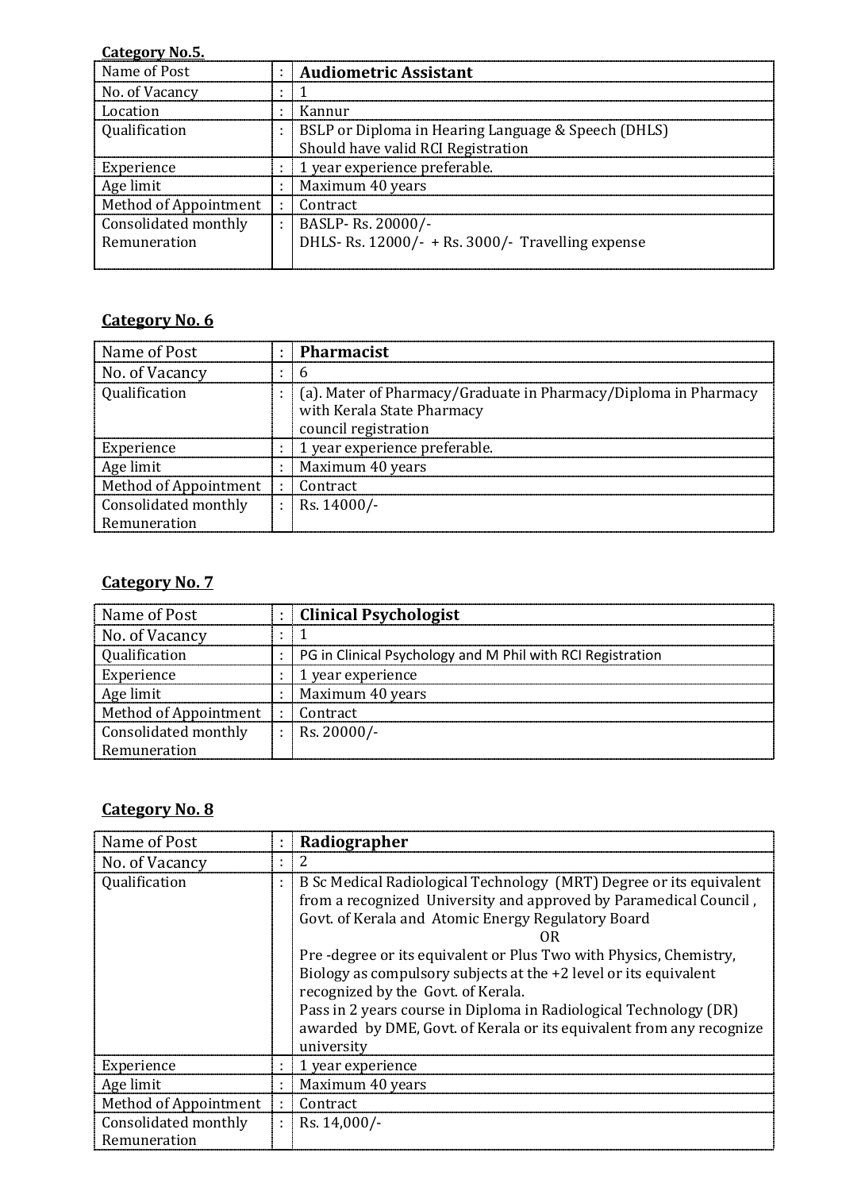**Category No.5.**

| Name of Post | : | **Audiometric Assistant** |
|---|---|---|
| No. of Vacancy | : | 1 |
| Location | : | Kannur |
| Qualification | : | BSLP or Diploma in Hearing Language & Speech (DHLS)<br>Should have valid RCI Registration |
| Experience | : | 1 year experience preferable. |
| Age limit | : | Maximum 40 years |
| Method of Appointment | : | Contract |
| Consolidated monthly Remuneration | : | BASLP- Rs. 20000/-<br>DHLS- Rs. 12000/- + Rs. 3000/- Travelling expense |

**Category No. 6**

| Name of Post | : | **Pharmacist** |
|---|---|---|
| No. of Vacancy | : | 6 |
| Qualification | : | (a). Mater of Pharmacy/Graduate in Pharmacy/Diploma in Pharmacy with Kerala State Pharmacy council registration |
| Experience | : | 1 year experience preferable. |
| Age limit | : | Maximum 40 years |
| Method of Appointment | : | Contract |
| Consolidated monthly Remuneration | : | Rs. 14000/- |

**Category No. 7**

| Name of Post | : | **Clinical Psychologist** |
|---|---|---|
| No. of Vacancy | : | 1 |
| Qualification | : | PG in Clinical Psychology and M Phil with RCI Registration |
| Experience | : | 1 year experience |
| Age limit | : | Maximum 40 years |
| Method of Appointment | : | Contract |
| Consolidated monthly Remuneration | : | Rs. 20000/- |

**Category No. 8**

| Name of Post | : | **Radiographer** |
|---|---|---|
| No. of Vacancy | : | 2 |
| Qualification | : | B Sc Medical Radiological Technology (MRT) Degree or its equivalent from a recognized University and approved by Paramedical Council , Govt. of Kerala and Atomic Energy Regulatory Board<br>OR<br>Pre -degree or its equivalent or Plus Two with Physics, Chemistry, Biology as compulsory subjects at the +2 level or its equivalent recognized by the Govt. of Kerala.<br>Pass in 2 years course in Diploma in Radiological Technology (DR) awarded by DME, Govt. of Kerala or its equivalent from any recognize university |
| Experience | : | 1 year experience |
| Age limit | : | Maximum 40 years |
| Method of Appointment | : | Contract |
| Consolidated monthly Remuneration | : | Rs. 14,000/- |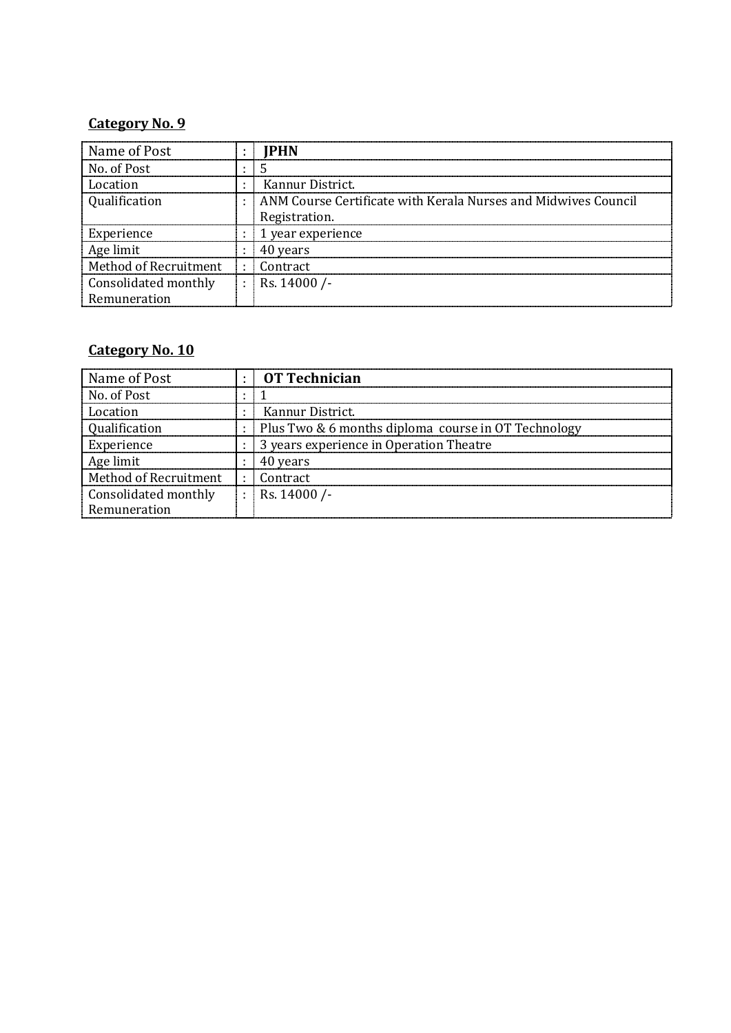**Category No. 9**

| Name of Post | : | **JPHN** |
|---|---|---|
| No. of Post | : | 5 |
| Location | : | Kannur District. |
| Qualification | : | ANM Course Certificate with Kerala Nurses and Midwives Council Registration. |
| Experience | : | 1 year experience |
| Age limit | : | 40 years |
| Method of Recruitment | : | Contract |
| Consolidated monthly Remuneration | : | Rs. 14000 /- |

**Category No. 10**

| Name of Post | : | **OT Technician** |
|---|---|---|
| No. of Post | : | 1 |
| Location | : | Kannur District. |
| Qualification | : | Plus Two & 6 months diploma course in OT Technology |
| Experience | : | 3 years experience in Operation Theatre |
| Age limit | : | 40 years |
| Method of Recruitment | : | Contract |
| Consolidated monthly Remuneration | : | Rs. 14000 /- |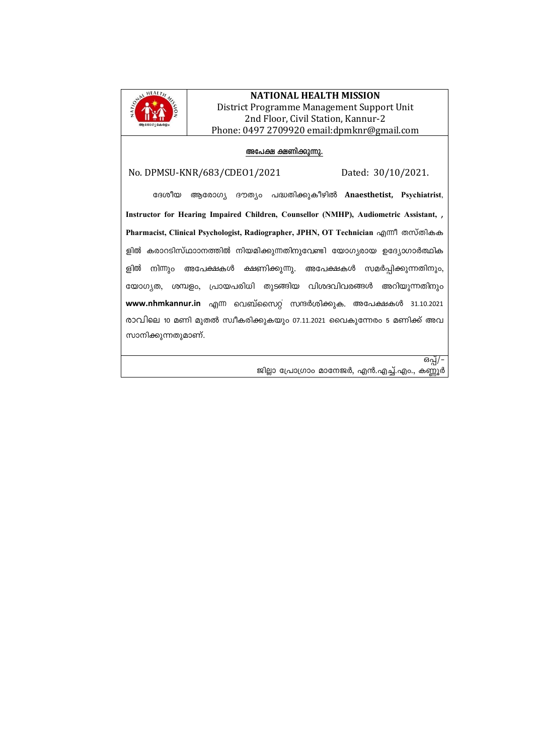**NATIONAL HEALTH MISSION**
District Programme Management Support Unit
2nd Floor, Civil Station, Kannur-2
Phone: 0497 2709920 email:dpmknr@gmail.com

**അപേക്ഷ ക്ഷണിക്കുന്നു.**

No. DPMSU-KNR/683/CDEO1/2021 Dated: 30/10/2021.

ദേശീയ ആരോഗ്യ ദൗത്യം പദ്ധതിക്കുകീഴിൽ **Anaesthetist, Psychiatrist, Instructor for Hearing Impaired Children, Counsellor (NMHP), Audiometric Assistant, , Pharmacist, Clinical Psychologist, Radiographer, JPHN, OT Technician** എന്നീ തസ്തികകളിൽ കരാറടിസ്ഥാനത്തിൽ നിയമിക്കുന്നതിനുവേണ്ടി യോഗ്യരായ ഉദ്യോഗാർത്ഥികളിൽ നിന്നും അപേക്ഷകൾ ക്ഷണിക്കുന്നു. അപേക്ഷകൾ സമർപ്പിക്കുന്നതിനും, യോഗ്യത, ശമ്പളം, പ്രായപരിധി തുടങ്ങിയ വിശദവിവരങ്ങൾ അറിയുന്നതിനും **www.nhmkannur.in** എന്ന വെബ്സൈറ്റ് സന്ദർശിക്കുക. അപേക്ഷകൾ 31.10.2021 രാവിലെ 10 മണി മുതൽ സ്വീകരിക്കുകയും 07.11.2021 വൈകുന്നേരം 5 മണിക്ക് അവസാനിക്കുന്നതുമാണ്.

ഒപ്പ്/-
ജില്ലാ പ്രോഗ്രാം മാനേജർ, എൻ.എച്ച്.എം., കണ്ണൂർ